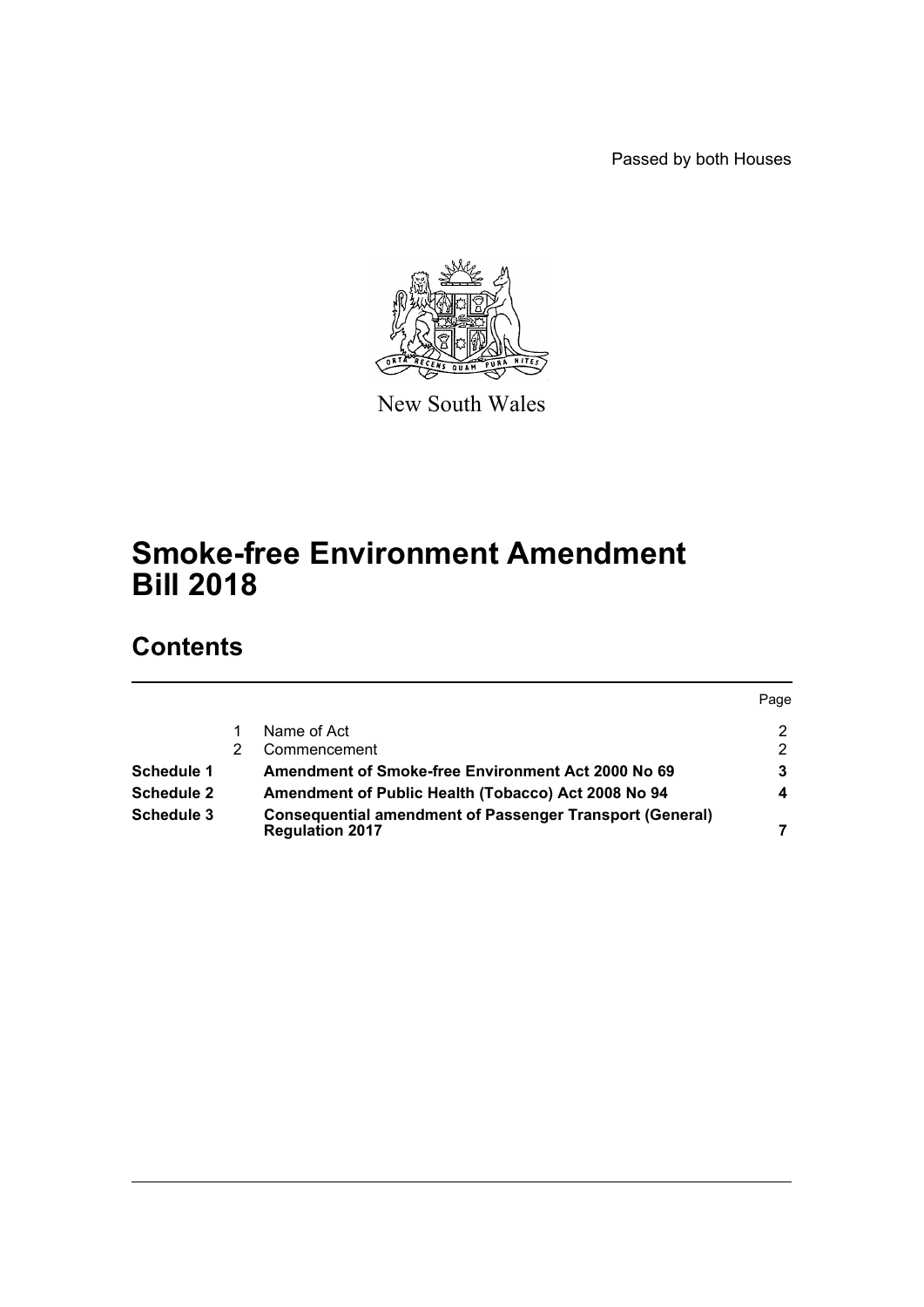Passed by both Houses

New South Wales

# Smoke-free Environment Amendment Bill 2018

## Contents

| | | | Page |
|---|---|---|---|
| | 1 | Name of Act | 2 |
| | 2 | Commencement | 2 |
| **Schedule 1** | | **Amendment of Smoke-free Environment Act 2000 No 69** | **3** |
| **Schedule 2** | | **Amendment of Public Health (Tobacco) Act 2008 No 94** | **4** |
| **Schedule 3** | | **Consequential amendment of Passenger Transport (General) Regulation 2017** | **7** |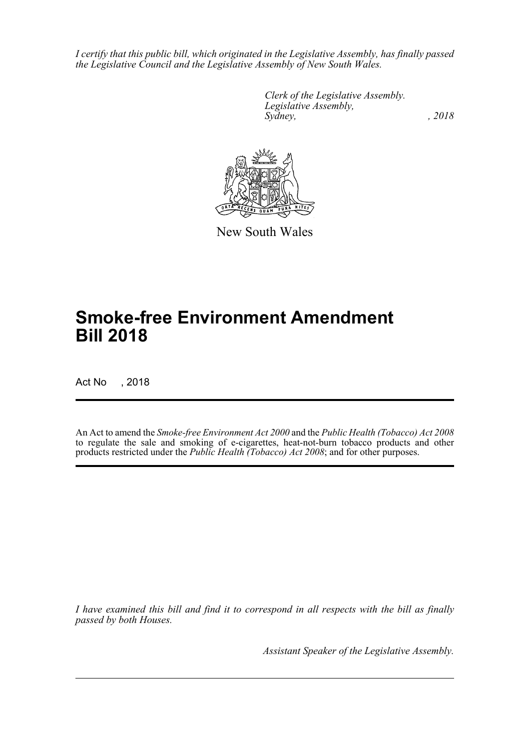*I certify that this public bill, which originated in the Legislative Assembly, has finally passed the Legislative Council and the Legislative Assembly of New South Wales.*

*Clerk of the Legislative Assembly.*
*Legislative Assembly,*
*Sydney, , 2018*

New South Wales

# Smoke-free Environment Amendment Bill 2018

Act No , 2018

An Act to amend the *Smoke-free Environment Act 2000* and the *Public Health (Tobacco) Act 2008* to regulate the sale and smoking of e-cigarettes, heat-not-burn tobacco products and other products restricted under the *Public Health (Tobacco) Act 2008*; and for other purposes.

*I have examined this bill and find it to correspond in all respects with the bill as finally passed by both Houses.*

*Assistant Speaker of the Legislative Assembly.*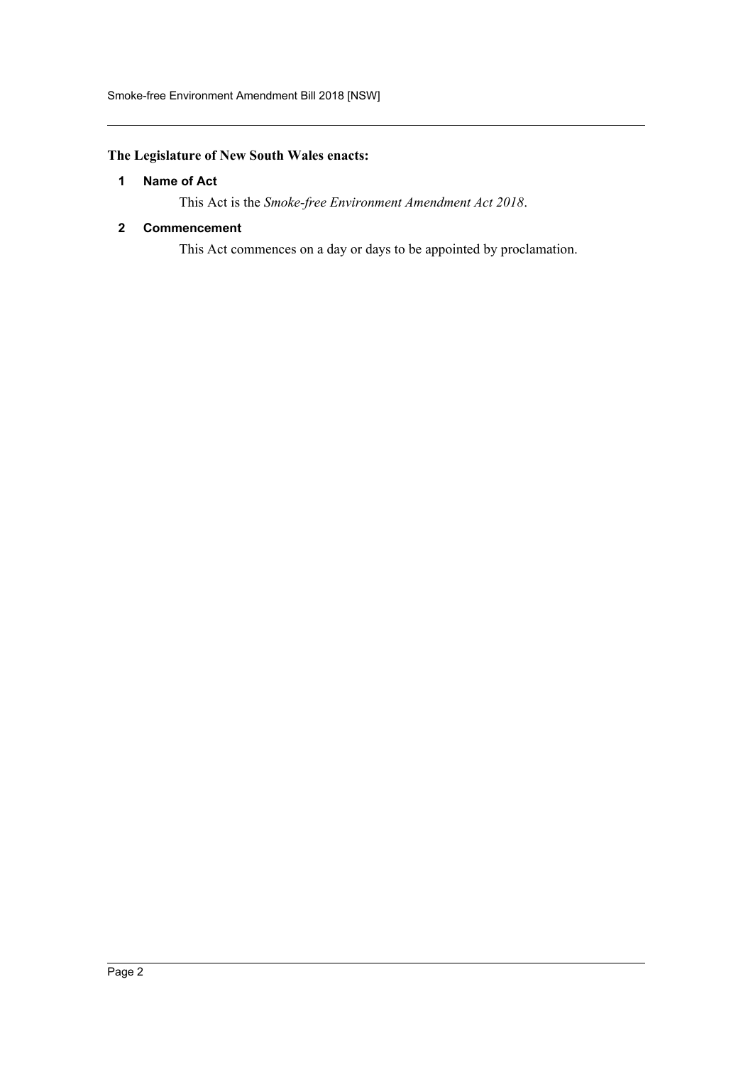**The Legislature of New South Wales enacts:**

**1 Name of Act**

This Act is the *Smoke-free Environment Amendment Act 2018*.

**2 Commencement**

This Act commences on a day or days to be appointed by proclamation.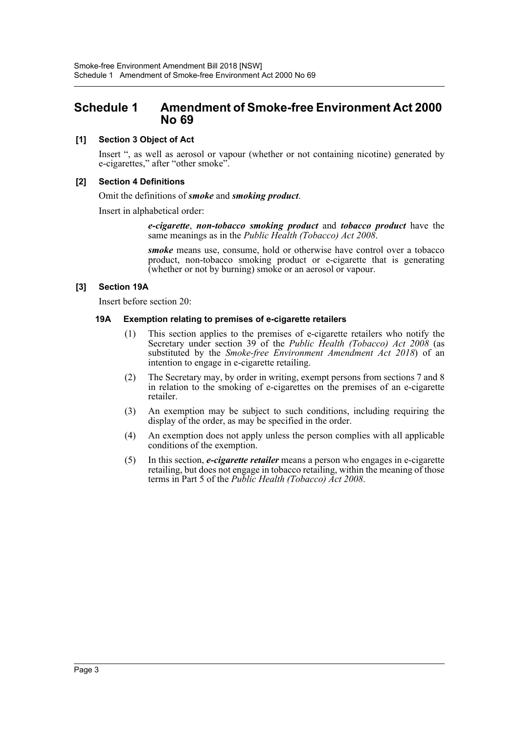# Schedule 1 Amendment of Smoke-free Environment Act 2000 No 69

**[1] Section 3 Object of Act**

Insert ", as well as aerosol or vapour (whether or not containing nicotine) generated by e-cigarettes," after "other smoke".

**[2] Section 4 Definitions**

Omit the definitions of ***smoke*** and ***smoking product***.

Insert in alphabetical order:

> ***e-cigarette***, ***non-tobacco smoking product*** and ***tobacco product*** have the same meanings as in the *Public Health (Tobacco) Act 2008*.
>
> ***smoke*** means use, consume, hold or otherwise have control over a tobacco product, non-tobacco smoking product or e-cigarette that is generating (whether or not by burning) smoke or an aerosol or vapour.

**[3] Section 19A**

Insert before section 20:

**19A Exemption relating to premises of e-cigarette retailers**

(1) This section applies to the premises of e-cigarette retailers who notify the Secretary under section 39 of the *Public Health (Tobacco) Act 2008* (as substituted by the *Smoke-free Environment Amendment Act 2018*) of an intention to engage in e-cigarette retailing.

(2) The Secretary may, by order in writing, exempt persons from sections 7 and 8 in relation to the smoking of e-cigarettes on the premises of an e-cigarette retailer.

(3) An exemption may be subject to such conditions, including requiring the display of the order, as may be specified in the order.

(4) An exemption does not apply unless the person complies with all applicable conditions of the exemption.

(5) In this section, ***e-cigarette retailer*** means a person who engages in e-cigarette retailing, but does not engage in tobacco retailing, within the meaning of those terms in Part 5 of the *Public Health (Tobacco) Act 2008*.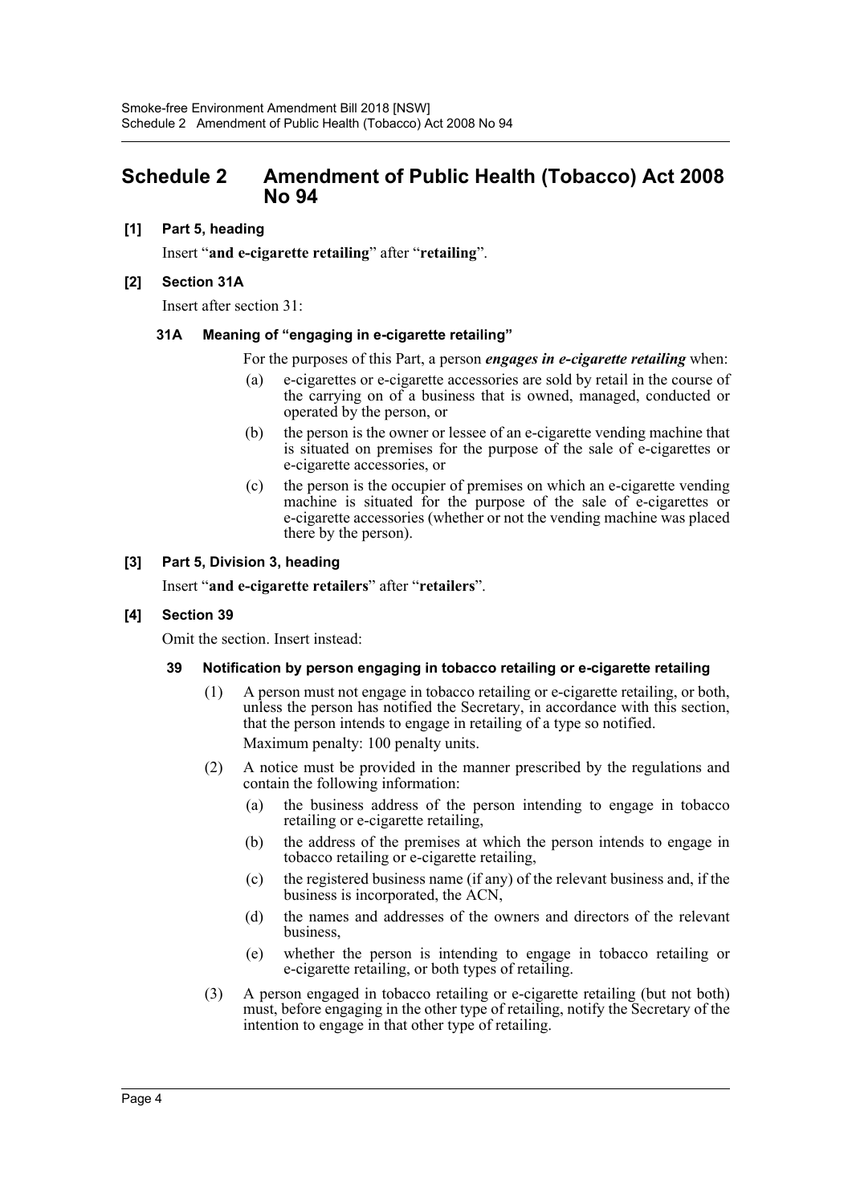# Schedule 2 Amendment of Public Health (Tobacco) Act 2008 No 94

**[1] Part 5, heading**

Insert "**and e-cigarette retailing**" after "**retailing**".

**[2] Section 31A**

Insert after section 31:

### 31A Meaning of "engaging in e-cigarette retailing"

For the purposes of this Part, a person ***engages in e-cigarette retailing*** when:

(a) e-cigarettes or e-cigarette accessories are sold by retail in the course of the carrying on of a business that is owned, managed, conducted or operated by the person, or

(b) the person is the owner or lessee of an e-cigarette vending machine that is situated on premises for the purpose of the sale of e-cigarettes or e-cigarette accessories, or

(c) the person is the occupier of premises on which an e-cigarette vending machine is situated for the purpose of the sale of e-cigarettes or e-cigarette accessories (whether or not the vending machine was placed there by the person).

**[3] Part 5, Division 3, heading**

Insert "**and e-cigarette retailers**" after "**retailers**".

**[4] Section 39**

Omit the section. Insert instead:

### 39 Notification by person engaging in tobacco retailing or e-cigarette retailing

(1) A person must not engage in tobacco retailing or e-cigarette retailing, or both, unless the person has notified the Secretary, in accordance with this section, that the person intends to engage in retailing of a type so notified.

Maximum penalty: 100 penalty units.

(2) A notice must be provided in the manner prescribed by the regulations and contain the following information:

(a) the business address of the person intending to engage in tobacco retailing or e-cigarette retailing,

(b) the address of the premises at which the person intends to engage in tobacco retailing or e-cigarette retailing,

(c) the registered business name (if any) of the relevant business and, if the business is incorporated, the ACN,

(d) the names and addresses of the owners and directors of the relevant business,

(e) whether the person is intending to engage in tobacco retailing or e-cigarette retailing, or both types of retailing.

(3) A person engaged in tobacco retailing or e-cigarette retailing (but not both) must, before engaging in the other type of retailing, notify the Secretary of the intention to engage in that other type of retailing.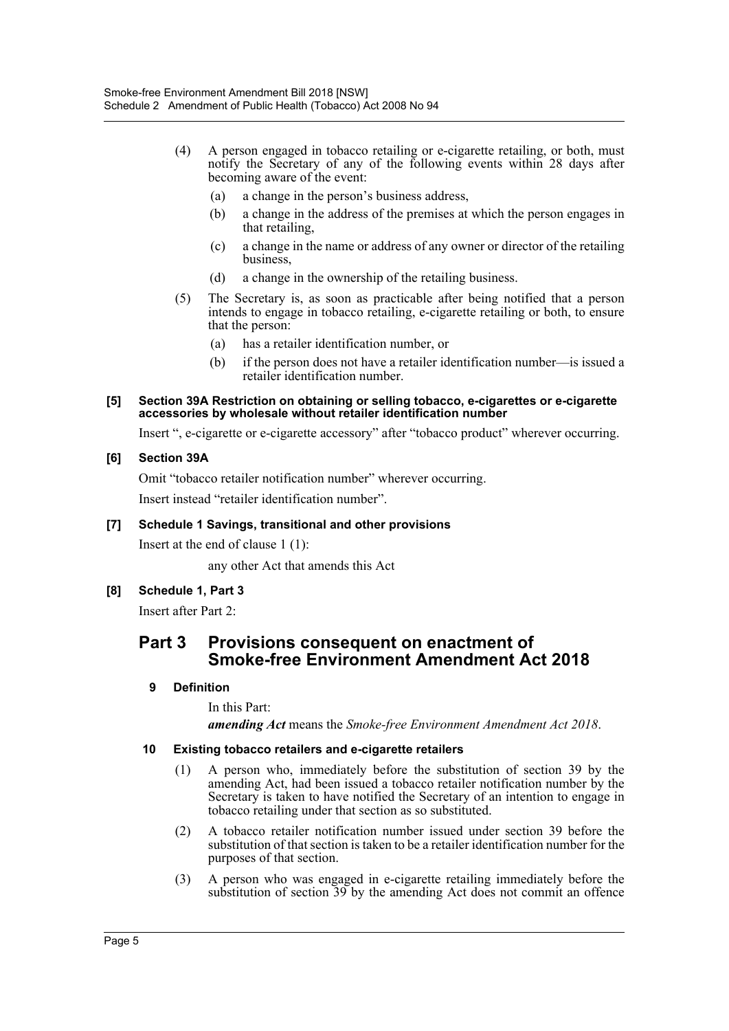(4) A person engaged in tobacco retailing or e-cigarette retailing, or both, must notify the Secretary of any of the following events within 28 days after becoming aware of the event:

(a) a change in the person's business address,

(b) a change in the address of the premises at which the person engages in that retailing,

(c) a change in the name or address of any owner or director of the retailing business,

(d) a change in the ownership of the retailing business.

(5) The Secretary is, as soon as practicable after being notified that a person intends to engage in tobacco retailing, e-cigarette retailing or both, to ensure that the person:

(a) has a retailer identification number, or

(b) if the person does not have a retailer identification number—is issued a retailer identification number.

**[5] Section 39A Restriction on obtaining or selling tobacco, e-cigarettes or e-cigarette accessories by wholesale without retailer identification number**

Insert ", e-cigarette or e-cigarette accessory" after "tobacco product" wherever occurring.

**[6] Section 39A**

Omit "tobacco retailer notification number" wherever occurring.

Insert instead "retailer identification number".

**[7] Schedule 1 Savings, transitional and other provisions**

Insert at the end of clause 1 (1):

any other Act that amends this Act

**[8] Schedule 1, Part 3**

Insert after Part 2:

## Part 3 Provisions consequent on enactment of Smoke-free Environment Amendment Act 2018

**9 Definition**

In this Part:

***amending Act*** means the *Smoke-free Environment Amendment Act 2018*.

**10 Existing tobacco retailers and e-cigarette retailers**

(1) A person who, immediately before the substitution of section 39 by the amending Act, had been issued a tobacco retailer notification number by the Secretary is taken to have notified the Secretary of an intention to engage in tobacco retailing under that section as so substituted.

(2) A tobacco retailer notification number issued under section 39 before the substitution of that section is taken to be a retailer identification number for the purposes of that section.

(3) A person who was engaged in e-cigarette retailing immediately before the substitution of section 39 by the amending Act does not commit an offence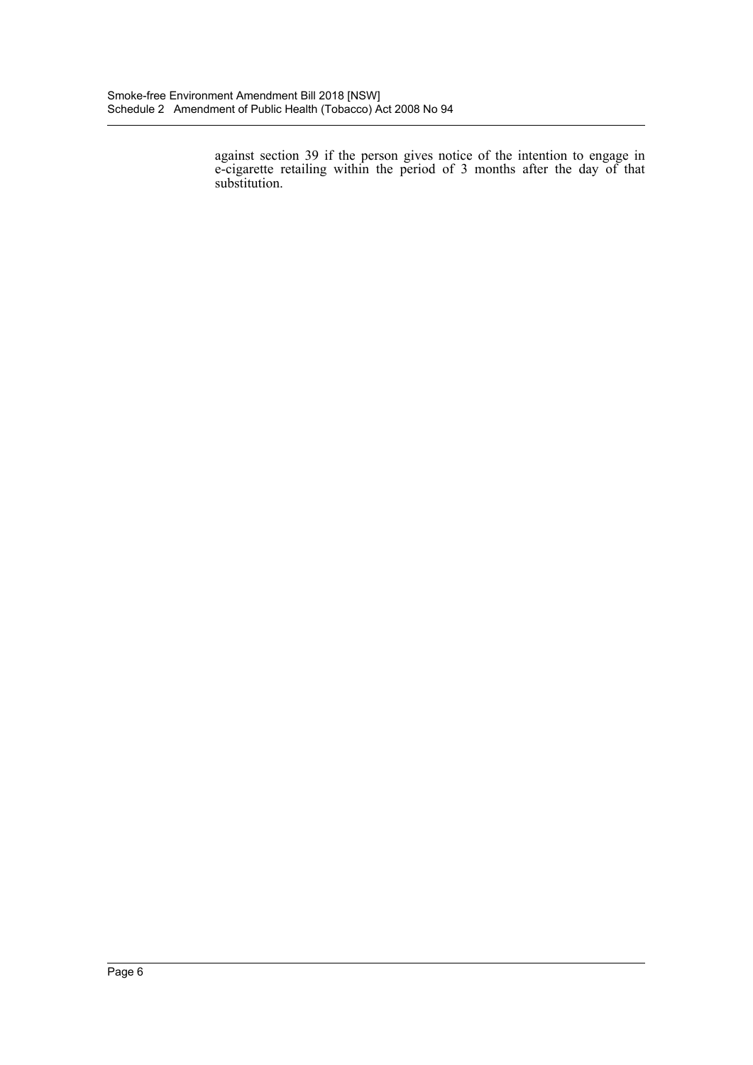against section 39 if the person gives notice of the intention to engage in e-cigarette retailing within the period of 3 months after the day of that substitution.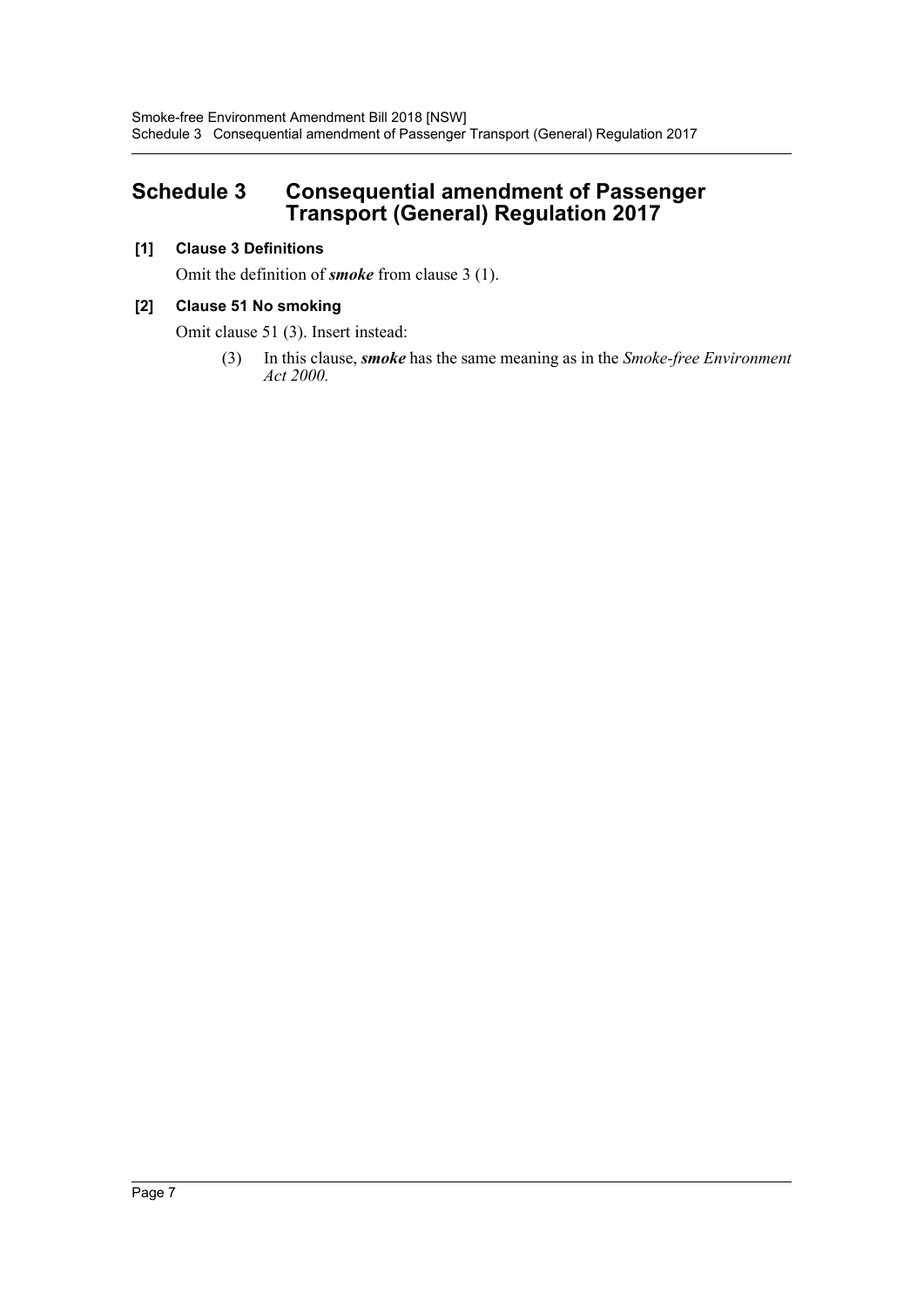# Schedule 3 Consequential amendment of Passenger Transport (General) Regulation 2017

**[1] Clause 3 Definitions**

Omit the definition of ***smoke*** from clause 3 (1).

**[2] Clause 51 No smoking**

Omit clause 51 (3). Insert instead:

(3) In this clause, ***smoke*** has the same meaning as in the *Smoke-free Environment Act 2000.*